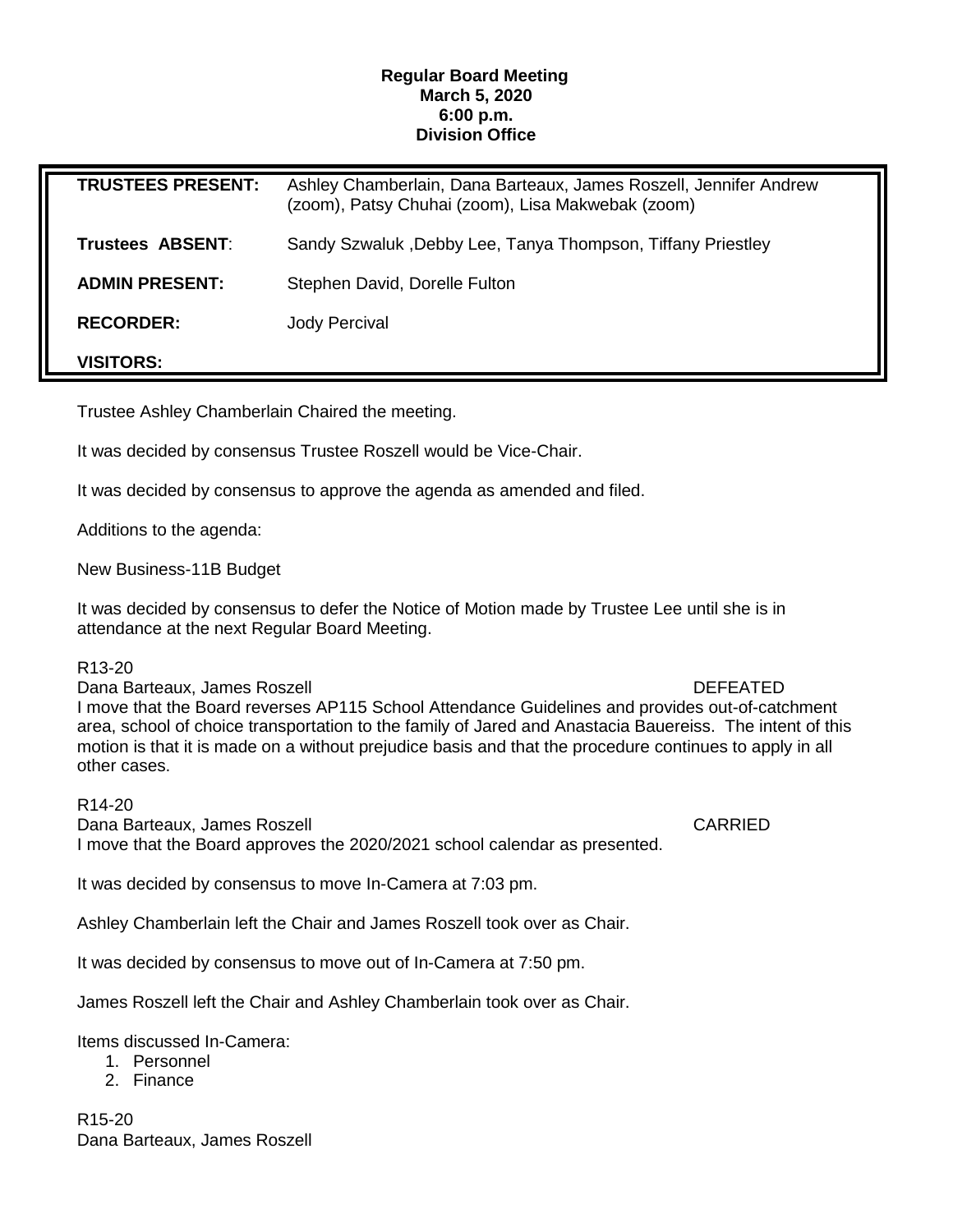**Regular Board Meeting**
**March 5, 2020**
**6:00 p.m.**
**Division Office**

| | |
|---|---|
| **TRUSTEES PRESENT:** | Ashley Chamberlain, Dana Barteaux, James Roszell, Jennifer Andrew (zoom), Patsy Chuhai (zoom), Lisa Makwebak (zoom) |
| **Trustees ABSENT**: | Sandy Szwaluk ,Debby Lee, Tanya Thompson, Tiffany Priestley |
| **ADMIN PRESENT:** | Stephen David, Dorelle Fulton |
| **RECORDER:** | Jody Percival |
| **VISITORS:** | |

Trustee Ashley Chamberlain Chaired the meeting.

It was decided by consensus Trustee Roszell would be Vice-Chair.

It was decided by consensus to approve the agenda as amended and filed.

Additions to the agenda:

New Business-11B Budget

It was decided by consensus to defer the Notice of Motion made by Trustee Lee until she is in attendance at the next Regular Board Meeting.

R13-20
Dana Barteaux, James Roszell DEFEATED
I move that the Board reverses AP115 School Attendance Guidelines and provides out-of-catchment area, school of choice transportation to the family of Jared and Anastacia Bauereiss. The intent of this motion is that it is made on a without prejudice basis and that the procedure continues to apply in all other cases.

R14-20
Dana Barteaux, James Roszell CARRIED
I move that the Board approves the 2020/2021 school calendar as presented.

It was decided by consensus to move In-Camera at 7:03 pm.

Ashley Chamberlain left the Chair and James Roszell took over as Chair.

It was decided by consensus to move out of In-Camera at 7:50 pm.

James Roszell left the Chair and Ashley Chamberlain took over as Chair.

Items discussed In-Camera:

1. Personnel
2. Finance

R15-20
Dana Barteaux, James Roszell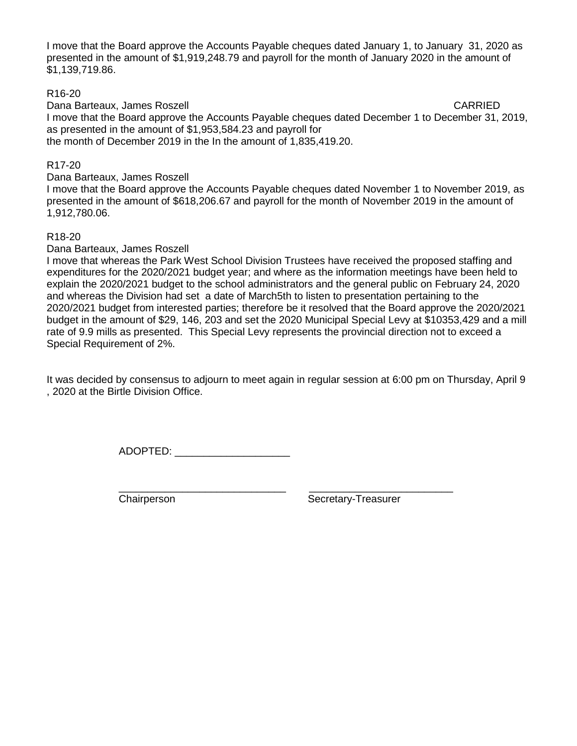I move that the Board approve the Accounts Payable cheques dated January 1, to January 31, 2020 as presented in the amount of $1,919,248.79 and payroll for the month of January 2020 in the amount of $1,139,719.86.

R16-20
Dana Barteaux, James Roszell CARRIED
I move that the Board approve the Accounts Payable cheques dated December 1 to December 31, 2019, as presented in the amount of $1,953,584.23 and payroll for
the month of December 2019 in the In the amount of 1,835,419.20.

R17-20
Dana Barteaux, James Roszell
I move that the Board approve the Accounts Payable cheques dated November 1 to November 2019, as presented in the amount of $618,206.67 and payroll for the month of November 2019 in the amount of 1,912,780.06.

R18-20
Dana Barteaux, James Roszell
I move that whereas the Park West School Division Trustees have received the proposed staffing and expenditures for the 2020/2021 budget year; and where as the information meetings have been held to explain the 2020/2021 budget to the school administrators and the general public on February 24, 2020 and whereas the Division had set a date of March5th to listen to presentation pertaining to the 2020/2021 budget from interested parties; therefore be it resolved that the Board approve the 2020/2021 budget in the amount of $29, 146, 203 and set the 2020 Municipal Special Levy at $10353,429 and a mill rate of 9.9 mills as presented. This Special Levy represents the provincial direction not to exceed a Special Requirement of 2%.

It was decided by consensus to adjourn to meet again in regular session at 6:00 pm on Thursday, April 9 , 2020 at the Birtle Division Office.

ADOPTED: ____________________

______________________________ ________________________
Chairperson Secretary-Treasurer